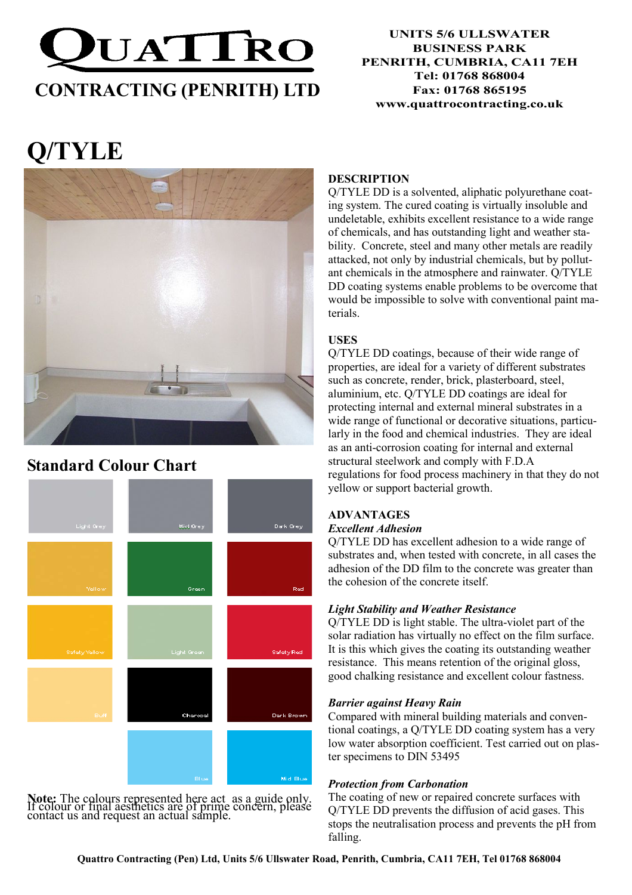# QUATTRO CONTRACTING (PENRITH) LTD

UNITS 5/6 ULLSWATER BUSINESS PARK
PENRITH, CUMBRIA, CA11 7EH
Tel: 01768 868004
Fax: 01768 865195
www.quattrocontracting.co.uk

# Q/TYLE

## Standard Colour Chart

| | | |
|---|---|---|
| Light Grey | Mid Grey | Dark Grey |
| Yellow | Green | Red |
| Safety Yellow | Light Green | Safety Red |
| Buff | Charcoal | Dark Brown |
| | Blue | Mid Blue |

**Note:** The colours represented here act as a guide only. If colour or final aesthetics are of prime concern, please contact us and request an actual sample.

### DESCRIPTION

Q/TYLE DD is a solvented, aliphatic polyurethane coating system. The cured coating is virtually insoluble and undeletable, exhibits excellent resistance to a wide range of chemicals, and has outstanding light and weather stability. Concrete, steel and many other metals are readily attacked, not only by industrial chemicals, but by pollutant chemicals in the atmosphere and rainwater. Q/TYLE DD coating systems enable problems to be overcome that would be impossible to solve with conventional paint materials.

### USES

Q/TYLE DD coatings, because of their wide range of properties, are ideal for a variety of different substrates such as concrete, render, brick, plasterboard, steel, aluminium, etc. Q/TYLE DD coatings are ideal for protecting internal and external mineral substrates in a wide range of functional or decorative situations, particularly in the food and chemical industries. They are ideal as an anti-corrosion coating for internal and external structural steelwork and comply with F.D.A regulations for food process machinery in that they do not yellow or support bacterial growth.

### ADVANTAGES

***Excellent Adhesion***

Q/TYLE DD has excellent adhesion to a wide range of substrates and, when tested with concrete, in all cases the adhesion of the DD film to the concrete was greater than the cohesion of the concrete itself.

***Light Stability and Weather Resistance***

Q/TYLE DD is light stable. The ultra-violet part of the solar radiation has virtually no effect on the film surface. It is this which gives the coating its outstanding weather resistance. This means retention of the original gloss, good chalking resistance and excellent colour fastness.

***Barrier against Heavy Rain***

Compared with mineral building materials and conventional coatings, a Q/TYLE DD coating system has a very low water absorption coefficient. Test carried out on plaster specimens to DIN 53495

***Protection from Carbonation***

The coating of new or repaired concrete surfaces with Q/TYLE DD prevents the diffusion of acid gases. This stops the neutralisation process and prevents the pH from falling.

Quattro Contracting (Pen) Ltd, Units 5/6 Ullswater Road, Penrith, Cumbria, CA11 7EH, Tel 01768 868004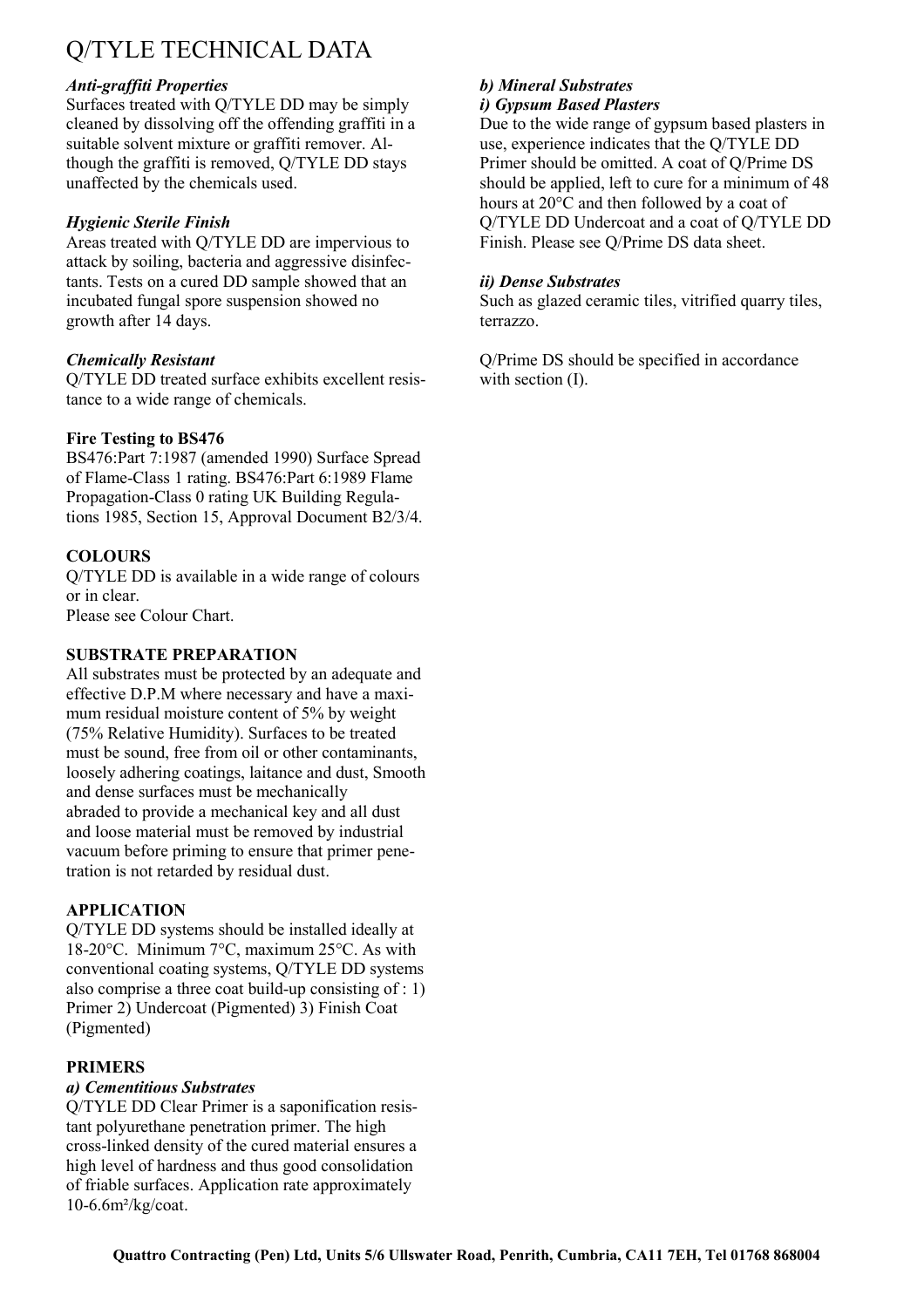# Q/TYLE TECHNICAL DATA

*Anti-graffiti Properties*

Surfaces treated with Q/TYLE DD may be simply cleaned by dissolving off the offending graffiti in a suitable solvent mixture or graffiti remover. Although the graffiti is removed, Q/TYLE DD stays unaffected by the chemicals used.

*Hygienic Sterile Finish*

Areas treated with Q/TYLE DD are impervious to attack by soiling, bacteria and aggressive disinfectants. Tests on a cured DD sample showed that an incubated fungal spore suspension showed no growth after 14 days.

*Chemically Resistant*

Q/TYLE DD treated surface exhibits excellent resistance to a wide range of chemicals.

**Fire Testing to BS476**

BS476:Part 7:1987 (amended 1990) Surface Spread of Flame-Class 1 rating. BS476:Part 6:1989 Flame Propagation-Class 0 rating UK Building Regulations 1985, Section 15, Approval Document B2/3/4.

**COLOURS**

Q/TYLE DD is available in a wide range of colours or in clear.
Please see Colour Chart.

**SUBSTRATE PREPARATION**

All substrates must be protected by an adequate and effective D.P.M where necessary and have a maximum residual moisture content of 5% by weight (75% Relative Humidity). Surfaces to be treated must be sound, free from oil or other contaminants, loosely adhering coatings, laitance and dust, Smooth and dense surfaces must be mechanically abraded to provide a mechanical key and all dust and loose material must be removed by industrial vacuum before priming to ensure that primer penetration is not retarded by residual dust.

**APPLICATION**

Q/TYLE DD systems should be installed ideally at 18-20°C. Minimum 7°C, maximum 25°C. As with conventional coating systems, Q/TYLE DD systems also comprise a three coat build-up consisting of : 1) Primer 2) Undercoat (Pigmented) 3) Finish Coat (Pigmented)

**PRIMERS**

***a) Cementitious Substrates***

Q/TYLE DD Clear Primer is a saponification resistant polyurethane penetration primer. The high cross-linked density of the cured material ensures a high level of hardness and thus good consolidation of friable surfaces. Application rate approximately 10-6.6m²/kg/coat.

***b) Mineral Substrates***

***i) Gypsum Based Plasters***

Due to the wide range of gypsum based plasters in use, experience indicates that the Q/TYLE DD Primer should be omitted. A coat of Q/Prime DS should be applied, left to cure for a minimum of 48 hours at 20°C and then followed by a coat of Q/TYLE DD Undercoat and a coat of Q/TYLE DD Finish. Please see Q/Prime DS data sheet.

***ii) Dense Substrates***

Such as glazed ceramic tiles, vitrified quarry tiles, terrazzo.

Q/Prime DS should be specified in accordance with section (I).

**Quattro Contracting (Pen) Ltd, Units 5/6 Ullswater Road, Penrith, Cumbria, CA11 7EH, Tel 01768 868004**